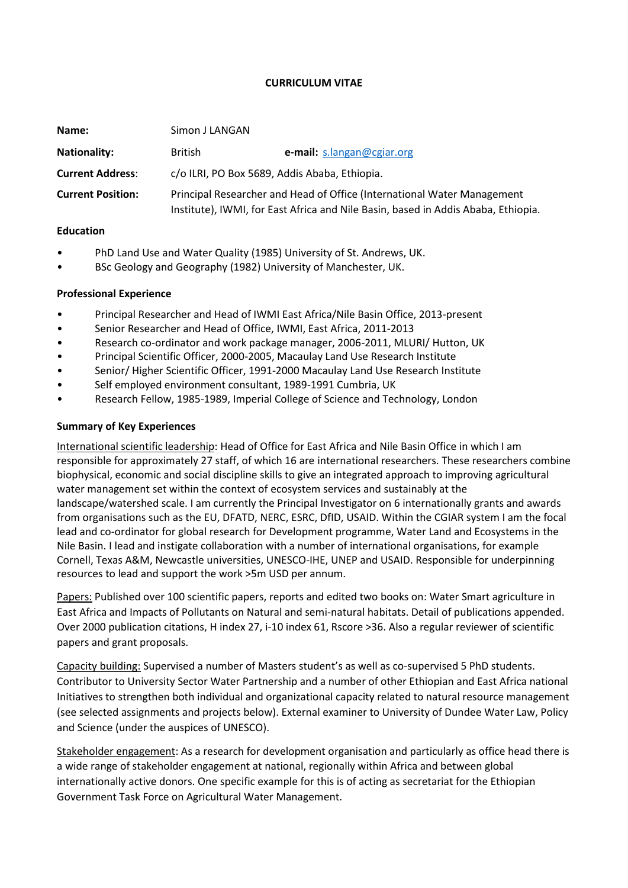# CURRICULUM VITAE

| | | |
|---|---|---|
| **Name:** | Simon J LANGAN | |
| **Nationality:** | British | **e-mail:** s.langan@cgiar.org |
| **Current Address**: | c/o ILRI, PO Box 5689, Addis Ababa, Ethiopia. | |
| **Current Position:** | Principal Researcher and Head of Office (International Water Management Institute), IWMI, for East Africa and Nile Basin, based in Addis Ababa, Ethiopia. | |

**Education**

- PhD Land Use and Water Quality (1985) University of St. Andrews, UK.
- BSc Geology and Geography (1982) University of Manchester, UK.

**Professional Experience**

- Principal Researcher and Head of IWMI East Africa/Nile Basin Office, 2013-present
- Senior Researcher and Head of Office, IWMI, East Africa, 2011-2013
- Research co-ordinator and work package manager, 2006-2011, MLURI/ Hutton, UK
- Principal Scientific Officer, 2000-2005, Macaulay Land Use Research Institute
- Senior/ Higher Scientific Officer, 1991-2000 Macaulay Land Use Research Institute
- Self employed environment consultant, 1989-1991 Cumbria, UK
- Research Fellow, 1985-1989, Imperial College of Science and Technology, London

**Summary of Key Experiences**

International scientific leadership: Head of Office for East Africa and Nile Basin Office in which I am responsible for approximately 27 staff, of which 16 are international researchers. These researchers combine biophysical, economic and social discipline skills to give an integrated approach to improving agricultural water management set within the context of ecosystem services and sustainably at the landscape/watershed scale. I am currently the Principal Investigator on 6 internationally grants and awards from organisations such as the EU, DFATD, NERC, ESRC, DfID, USAID. Within the CGIAR system I am the focal lead and co-ordinator for global research for Development programme, Water Land and Ecosystems in the Nile Basin. I lead and instigate collaboration with a number of international organisations, for example Cornell, Texas A&M, Newcastle universities, UNESCO-IHE, UNEP and USAID. Responsible for underpinning resources to lead and support the work >5m USD per annum.

Papers: Published over 100 scientific papers, reports and edited two books on: Water Smart agriculture in East Africa and Impacts of Pollutants on Natural and semi-natural habitats. Detail of publications appended. Over 2000 publication citations, H index 27, i-10 index 61, Rscore >36. Also a regular reviewer of scientific papers and grant proposals.

Capacity building: Supervised a number of Masters student's as well as co-supervised 5 PhD students. Contributor to University Sector Water Partnership and a number of other Ethiopian and East Africa national Initiatives to strengthen both individual and organizational capacity related to natural resource management (see selected assignments and projects below). External examiner to University of Dundee Water Law, Policy and Science (under the auspices of UNESCO).

Stakeholder engagement: As a research for development organisation and particularly as office head there is a wide range of stakeholder engagement at national, regionally within Africa and between global internationally active donors. One specific example for this is of acting as secretariat for the Ethiopian Government Task Force on Agricultural Water Management.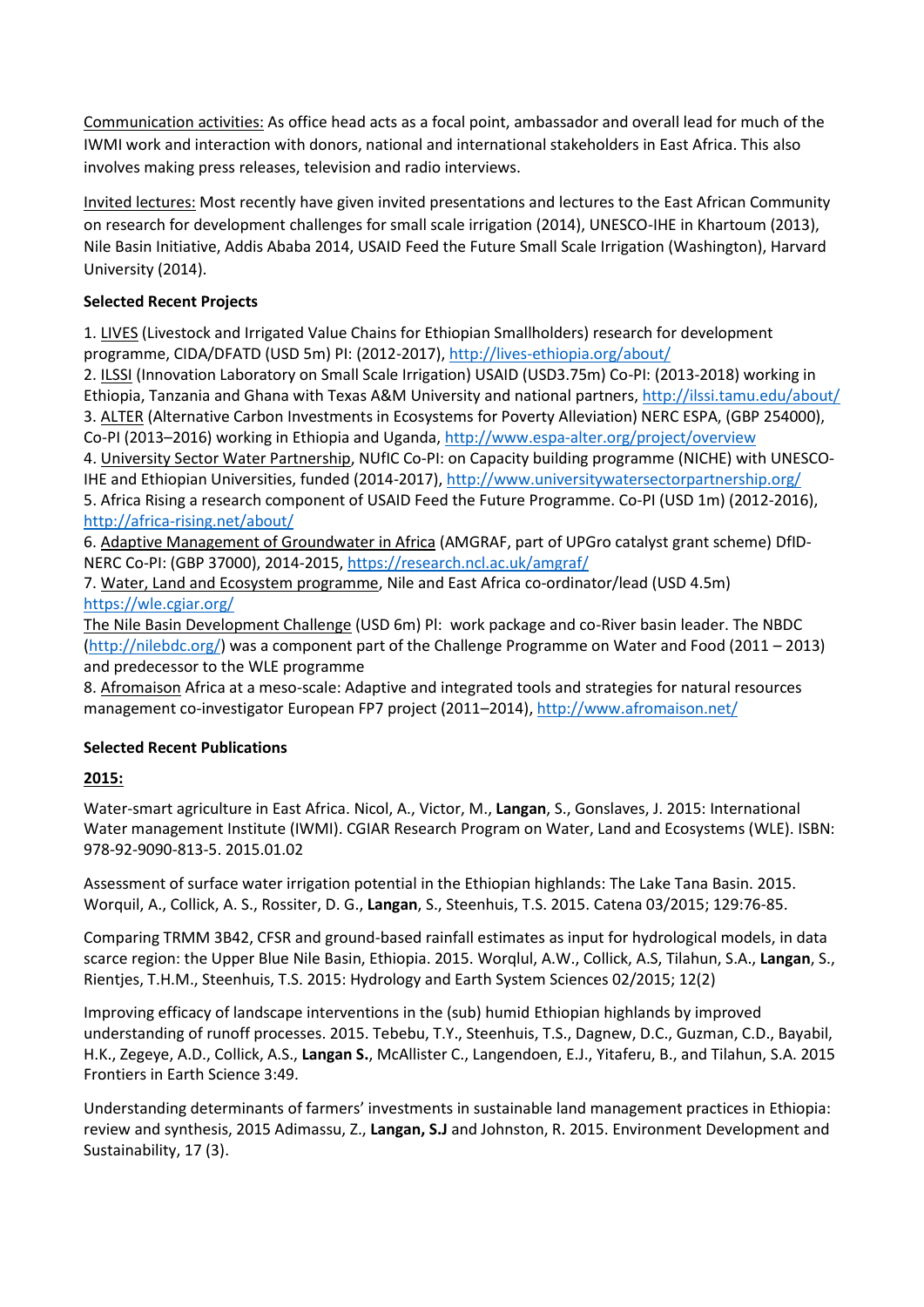Communication activities: As office head acts as a focal point, ambassador and overall lead for much of the IWMI work and interaction with donors, national and international stakeholders in East Africa. This also involves making press releases, television and radio interviews.

Invited lectures: Most recently have given invited presentations and lectures to the East African Community on research for development challenges for small scale irrigation (2014), UNESCO-IHE in Khartoum (2013), Nile Basin Initiative, Addis Ababa 2014, USAID Feed the Future Small Scale Irrigation (Washington), Harvard University (2014).

**Selected Recent Projects**

1. LIVES (Livestock and Irrigated Value Chains for Ethiopian Smallholders) research for development programme, CIDA/DFATD (USD 5m) PI: (2012-2017), http://lives-ethiopia.org/about/
2. ILSSI (Innovation Laboratory on Small Scale Irrigation) USAID (USD3.75m) Co-PI: (2013-2018) working in Ethiopia, Tanzania and Ghana with Texas A&M University and national partners, http://ilssi.tamu.edu/about/
3. ALTER (Alternative Carbon Investments in Ecosystems for Poverty Alleviation) NERC ESPA, (GBP 254000), Co-PI (2013–2016) working in Ethiopia and Uganda, http://www.espa-alter.org/project/overview
4. University Sector Water Partnership, NUfIC Co-PI: on Capacity building programme (NICHE) with UNESCO-IHE and Ethiopian Universities, funded (2014-2017), http://www.universitywatersectorpartnership.org/
5. Africa Rising a research component of USAID Feed the Future Programme. Co-PI (USD 1m) (2012-2016), http://africa-rising.net/about/
6. Adaptive Management of Groundwater in Africa (AMGRAF, part of UPGro catalyst grant scheme) DfID-NERC Co-PI: (GBP 37000), 2014-2015, https://research.ncl.ac.uk/amgraf/
7. Water, Land and Ecosystem programme, Nile and East Africa co-ordinator/lead (USD 4.5m) https://wle.cgiar.org/
The Nile Basin Development Challenge (USD 6m) PI: work package and co-River basin leader. The NBDC (http://nilebdc.org/) was a component part of the Challenge Programme on Water and Food (2011 – 2013) and predecessor to the WLE programme
8. Afromaison Africa at a meso-scale: Adaptive and integrated tools and strategies for natural resources management co-investigator European FP7 project (2011–2014), http://www.afromaison.net/

**Selected Recent Publications**

**2015:**

Water-smart agriculture in East Africa. Nicol, A., Victor, M., **Langan**, S., Gonslaves, J. 2015: International Water management Institute (IWMI). CGIAR Research Program on Water, Land and Ecosystems (WLE). ISBN: 978-92-9090-813-5. 2015.01.02

Assessment of surface water irrigation potential in the Ethiopian highlands: The Lake Tana Basin. 2015. Worquil, A., Collick, A. S., Rossiter, D. G., **Langan**, S., Steenhuis, T.S. 2015. Catena 03/2015; 129:76-85.

Comparing TRMM 3B42, CFSR and ground-based rainfall estimates as input for hydrological models, in data scarce region: the Upper Blue Nile Basin, Ethiopia. 2015. Worqlul, A.W., Collick, A.S, Tilahun, S.A., **Langan**, S., Rientjes, T.H.M., Steenhuis, T.S. 2015: Hydrology and Earth System Sciences 02/2015; 12(2)

Improving efficacy of landscape interventions in the (sub) humid Ethiopian highlands by improved understanding of runoff processes. 2015. Tebebu, T.Y., Steenhuis, T.S., Dagnew, D.C., Guzman, C.D., Bayabil, H.K., Zegeye, A.D., Collick, A.S., **Langan S.**, McAllister C., Langendoen, E.J., Yitaferu, B., and Tilahun, S.A. 2015 Frontiers in Earth Science 3:49.

Understanding determinants of farmers' investments in sustainable land management practices in Ethiopia: review and synthesis, 2015 Adimassu, Z., **Langan, S.J** and Johnston, R. 2015. Environment Development and Sustainability, 17 (3).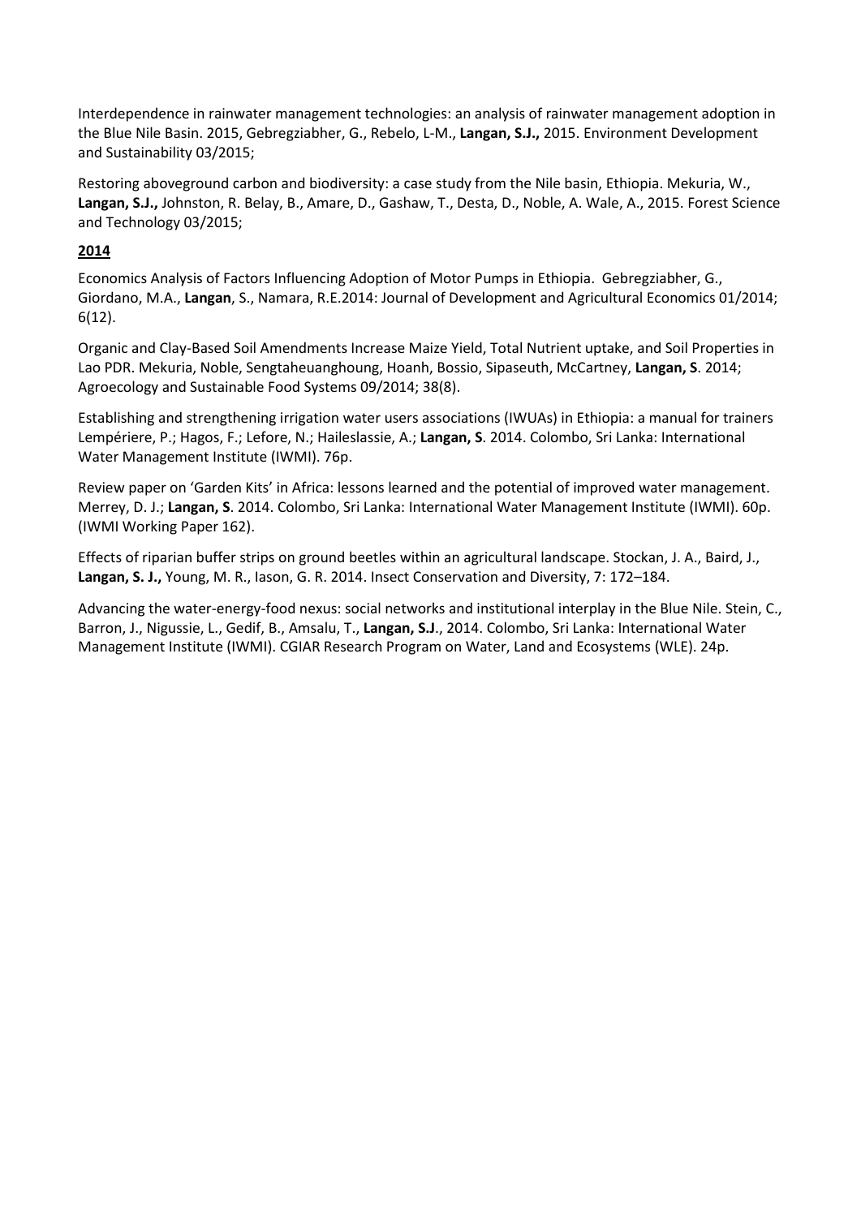Interdependence in rainwater management technologies: an analysis of rainwater management adoption in the Blue Nile Basin. 2015, Gebregziabher, G., Rebelo, L-M., **Langan, S.J.,** 2015. Environment Development and Sustainability 03/2015;

Restoring aboveground carbon and biodiversity: a case study from the Nile basin, Ethiopia. Mekuria, W., **Langan, S.J.,** Johnston, R. Belay, B., Amare, D., Gashaw, T., Desta, D., Noble, A. Wale, A., 2015. Forest Science and Technology 03/2015;

**2014**

Economics Analysis of Factors Influencing Adoption of Motor Pumps in Ethiopia. Gebregziabher, G., Giordano, M.A., **Langan**, S., Namara, R.E.2014: Journal of Development and Agricultural Economics 01/2014; 6(12).

Organic and Clay-Based Soil Amendments Increase Maize Yield, Total Nutrient uptake, and Soil Properties in Lao PDR. Mekuria, Noble, Sengtaheuanghoung, Hoanh, Bossio, Sipaseuth, McCartney, **Langan, S**. 2014; Agroecology and Sustainable Food Systems 09/2014; 38(8).

Establishing and strengthening irrigation water users associations (IWUAs) in Ethiopia: a manual for trainers Lempériere, P.; Hagos, F.; Lefore, N.; Haileslassie, A.; **Langan, S**. 2014. Colombo, Sri Lanka: International Water Management Institute (IWMI). 76p.

Review paper on 'Garden Kits' in Africa: lessons learned and the potential of improved water management. Merrey, D. J.; **Langan, S**. 2014. Colombo, Sri Lanka: International Water Management Institute (IWMI). 60p. (IWMI Working Paper 162).

Effects of riparian buffer strips on ground beetles within an agricultural landscape. Stockan, J. A., Baird, J., **Langan, S. J.,** Young, M. R., Iason, G. R. 2014. Insect Conservation and Diversity, 7: 172–184.

Advancing the water-energy-food nexus: social networks and institutional interplay in the Blue Nile. Stein, C., Barron, J., Nigussie, L., Gedif, B., Amsalu, T., **Langan, S.J**., 2014. Colombo, Sri Lanka: International Water Management Institute (IWMI). CGIAR Research Program on Water, Land and Ecosystems (WLE). 24p.